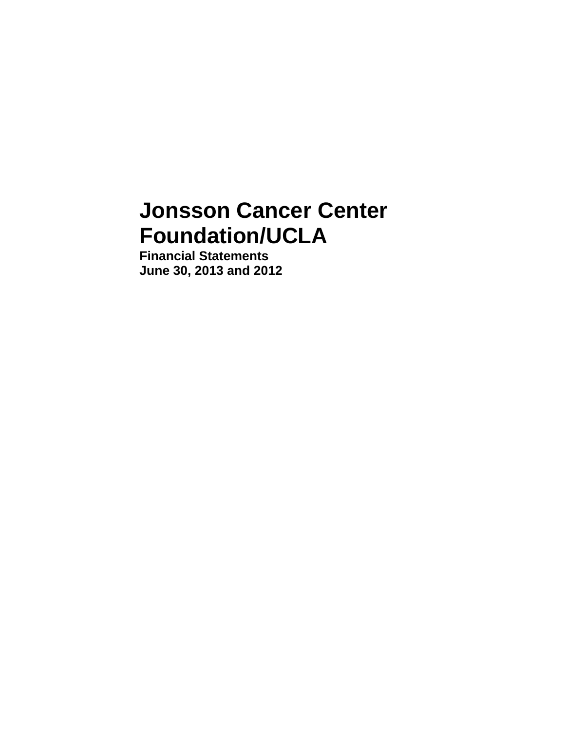# Jonsson Cancer Center Foundation/UCLA

**Financial Statements**
**June 30, 2013 and 2012**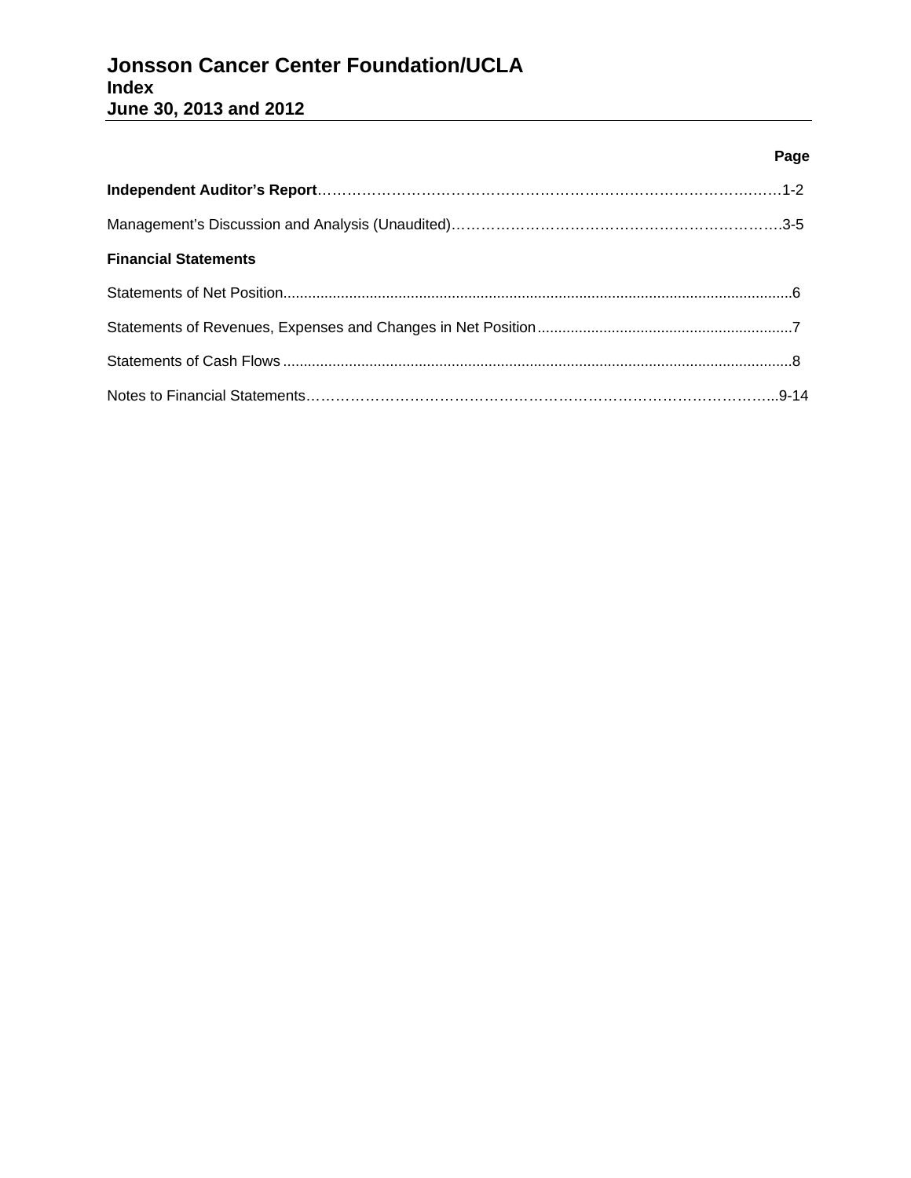# Jonsson Cancer Center Foundation/UCLA
## Index
## June 30, 2013 and 2012

| | Page |
|---|---|
| **Independent Auditor's Report** | 1-2 |
| Management's Discussion and Analysis (Unaudited) | 3-5 |
| **Financial Statements** | |
| Statements of Net Position | 6 |
| Statements of Revenues, Expenses and Changes in Net Position | 7 |
| Statements of Cash Flows | 8 |
| Notes to Financial Statements | 9-14 |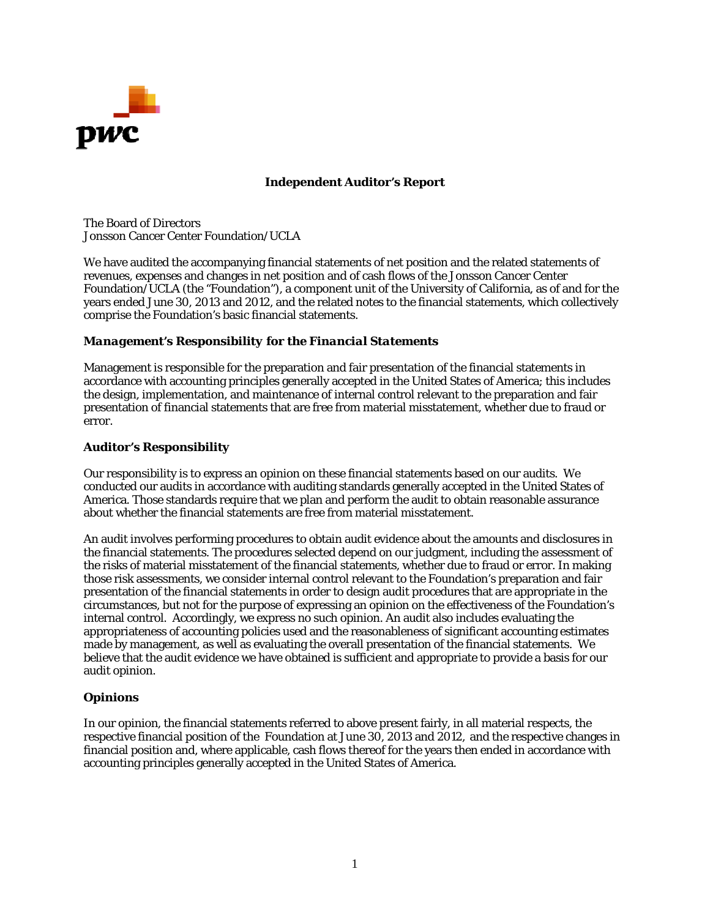## Independent Auditor's Report

The Board of Directors
Jonsson Cancer Center Foundation/UCLA

We have audited the accompanying financial statements of net position and the related statements of revenues, expenses and changes in net position and of cash flows of the Jonsson Cancer Center Foundation/UCLA (the "Foundation"), a component unit of the University of California, as of and for the years ended June 30, 2013 and 2012, and the related notes to the financial statements, which collectively comprise the Foundation's basic financial statements.

### *Management's Responsibility for the Financial Statements*

Management is responsible for the preparation and fair presentation of the financial statements in accordance with accounting principles generally accepted in the United States of America; this includes the design, implementation, and maintenance of internal control relevant to the preparation and fair presentation of financial statements that are free from material misstatement, whether due to fraud or error.

### Auditor's Responsibility

Our responsibility is to express an opinion on these financial statements based on our audits. We conducted our audits in accordance with auditing standards generally accepted in the United States of America. Those standards require that we plan and perform the audit to obtain reasonable assurance about whether the financial statements are free from material misstatement.

An audit involves performing procedures to obtain audit evidence about the amounts and disclosures in the financial statements. The procedures selected depend on our judgment, including the assessment of the risks of material misstatement of the financial statements, whether due to fraud or error. In making those risk assessments, we consider internal control relevant to the Foundation's preparation and fair presentation of the financial statements in order to design audit procedures that are appropriate in the circumstances, but not for the purpose of expressing an opinion on the effectiveness of the Foundation's internal control. Accordingly, we express no such opinion. An audit also includes evaluating the appropriateness of accounting policies used and the reasonableness of significant accounting estimates made by management, as well as evaluating the overall presentation of the financial statements. We believe that the audit evidence we have obtained is sufficient and appropriate to provide a basis for our audit opinion.

### Opinions

In our opinion, the financial statements referred to above present fairly, in all material respects, the respective financial position of the Foundation at June 30, 2013 and 2012, and the respective changes in financial position and, where applicable, cash flows thereof for the years then ended in accordance with accounting principles generally accepted in the United States of America.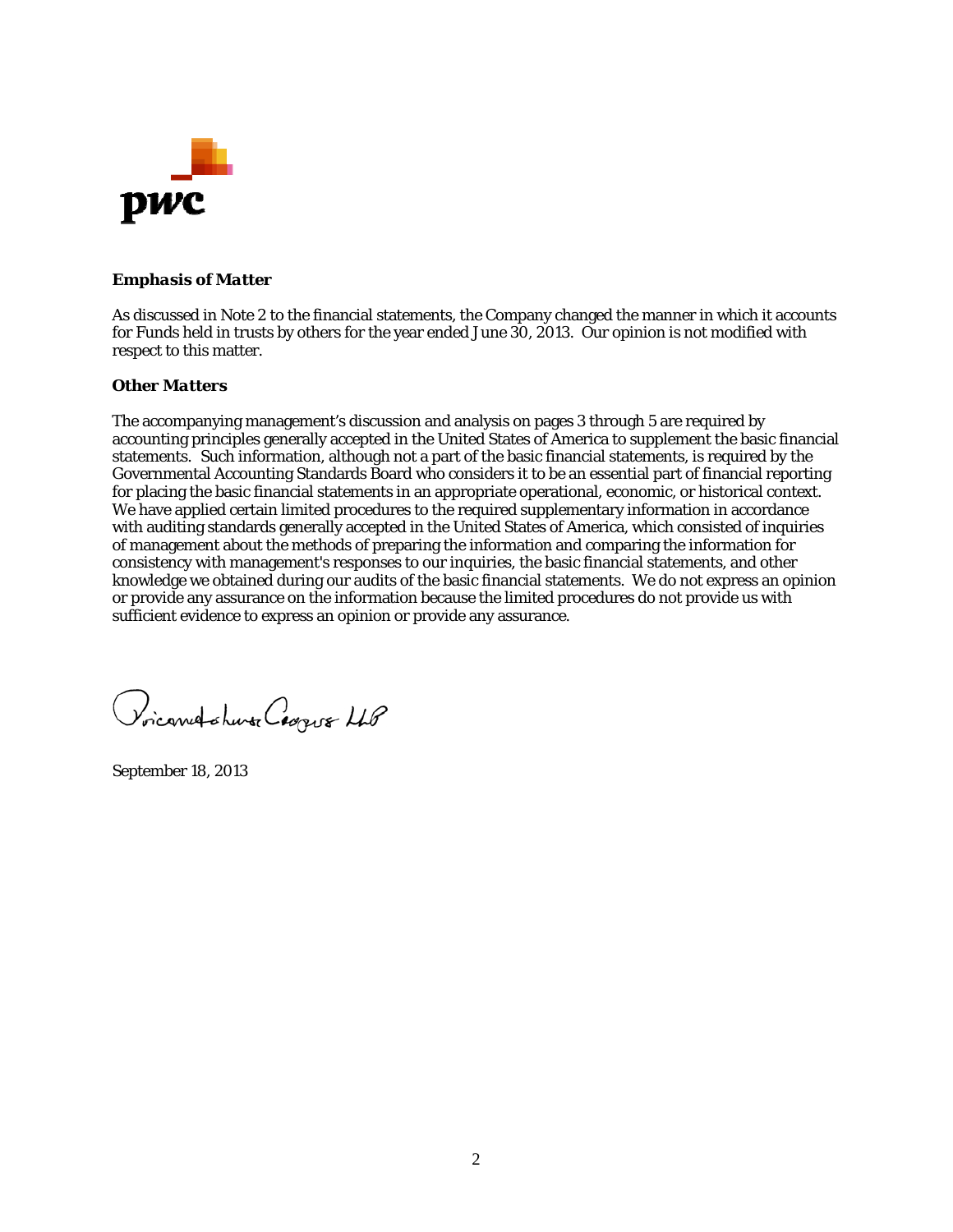### *Emphasis of Matter*

As discussed in Note 2 to the financial statements, the Company changed the manner in which it accounts for Funds held in trusts by others for the year ended June 30, 2013. Our opinion is not modified with respect to this matter.

### *Other Matters*

The accompanying management's discussion and analysis on pages 3 through 5 are required by accounting principles generally accepted in the United States of America to supplement the basic financial statements. Such information, although not a part of the basic financial statements, is required by the Governmental Accounting Standards Board who considers it to be an essential part of financial reporting for placing the basic financial statements in an appropriate operational, economic, or historical context. We have applied certain limited procedures to the required supplementary information in accordance with auditing standards generally accepted in the United States of America, which consisted of inquiries of management about the methods of preparing the information and comparing the information for consistency with management's responses to our inquiries, the basic financial statements, and other knowledge we obtained during our audits of the basic financial statements. We do not express an opinion or provide any assurance on the information because the limited procedures do not provide us with sufficient evidence to express an opinion or provide any assurance.

PricewaterhouseCoopers LLP

September 18, 2013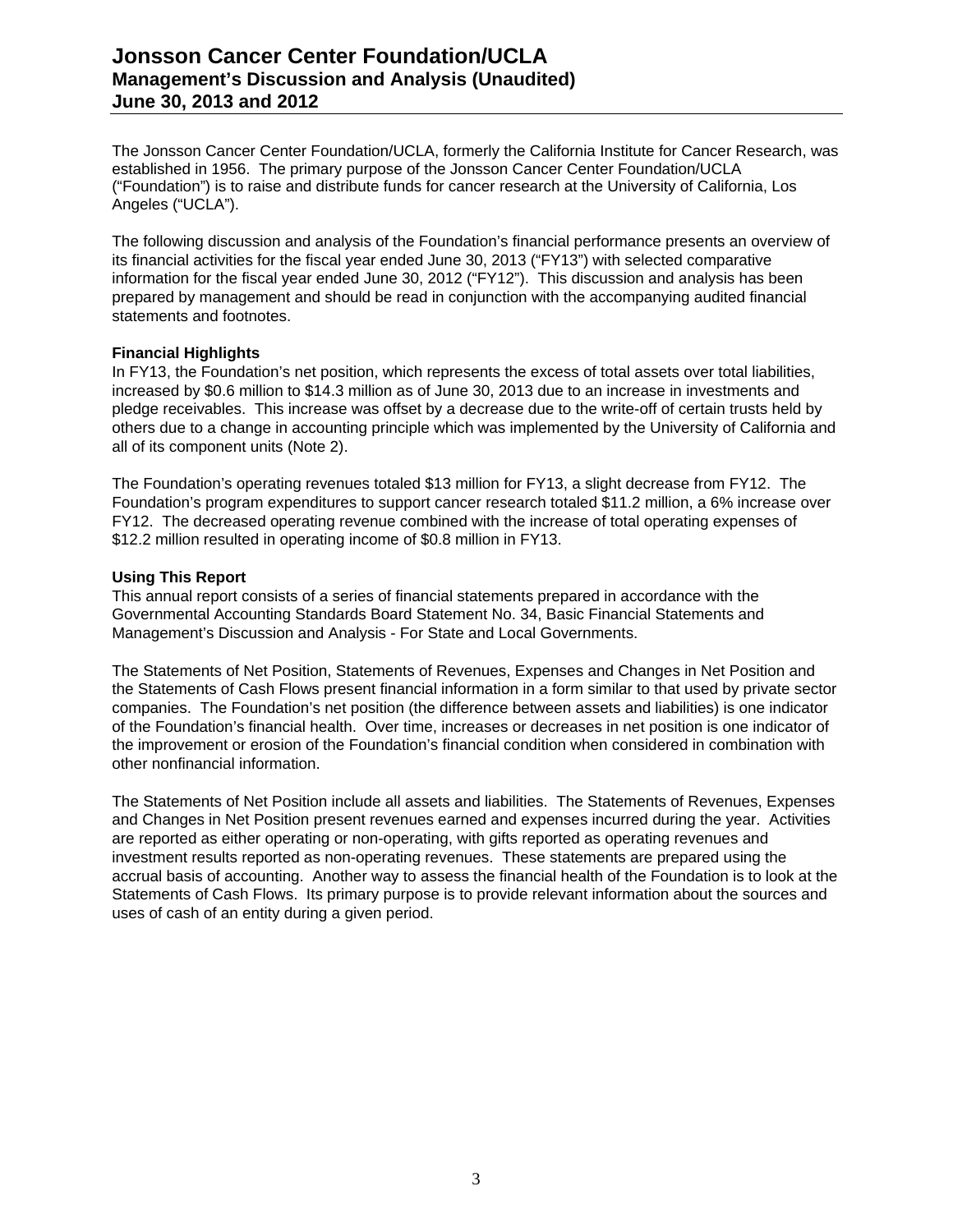# Jonsson Cancer Center Foundation/UCLA
## Management's Discussion and Analysis (Unaudited)
## June 30, 2013 and 2012

The Jonsson Cancer Center Foundation/UCLA, formerly the California Institute for Cancer Research, was established in 1956. The primary purpose of the Jonsson Cancer Center Foundation/UCLA ("Foundation") is to raise and distribute funds for cancer research at the University of California, Los Angeles ("UCLA").

The following discussion and analysis of the Foundation's financial performance presents an overview of its financial activities for the fiscal year ended June 30, 2013 ("FY13") with selected comparative information for the fiscal year ended June 30, 2012 ("FY12"). This discussion and analysis has been prepared by management and should be read in conjunction with the accompanying audited financial statements and footnotes.

**Financial Highlights**

In FY13, the Foundation's net position, which represents the excess of total assets over total liabilities, increased by $0.6 million to $14.3 million as of June 30, 2013 due to an increase in investments and pledge receivables. This increase was offset by a decrease due to the write-off of certain trusts held by others due to a change in accounting principle which was implemented by the University of California and all of its component units (Note 2).

The Foundation's operating revenues totaled $13 million for FY13, a slight decrease from FY12. The Foundation's program expenditures to support cancer research totaled $11.2 million, a 6% increase over FY12. The decreased operating revenue combined with the increase of total operating expenses of $12.2 million resulted in operating income of $0.8 million in FY13.

**Using This Report**

This annual report consists of a series of financial statements prepared in accordance with the Governmental Accounting Standards Board Statement No. 34, Basic Financial Statements and Management's Discussion and Analysis - For State and Local Governments.

The Statements of Net Position, Statements of Revenues, Expenses and Changes in Net Position and the Statements of Cash Flows present financial information in a form similar to that used by private sector companies. The Foundation's net position (the difference between assets and liabilities) is one indicator of the Foundation's financial health. Over time, increases or decreases in net position is one indicator of the improvement or erosion of the Foundation's financial condition when considered in combination with other nonfinancial information.

The Statements of Net Position include all assets and liabilities. The Statements of Revenues, Expenses and Changes in Net Position present revenues earned and expenses incurred during the year. Activities are reported as either operating or non-operating, with gifts reported as operating revenues and investment results reported as non-operating revenues. These statements are prepared using the accrual basis of accounting. Another way to assess the financial health of the Foundation is to look at the Statements of Cash Flows. Its primary purpose is to provide relevant information about the sources and uses of cash of an entity during a given period.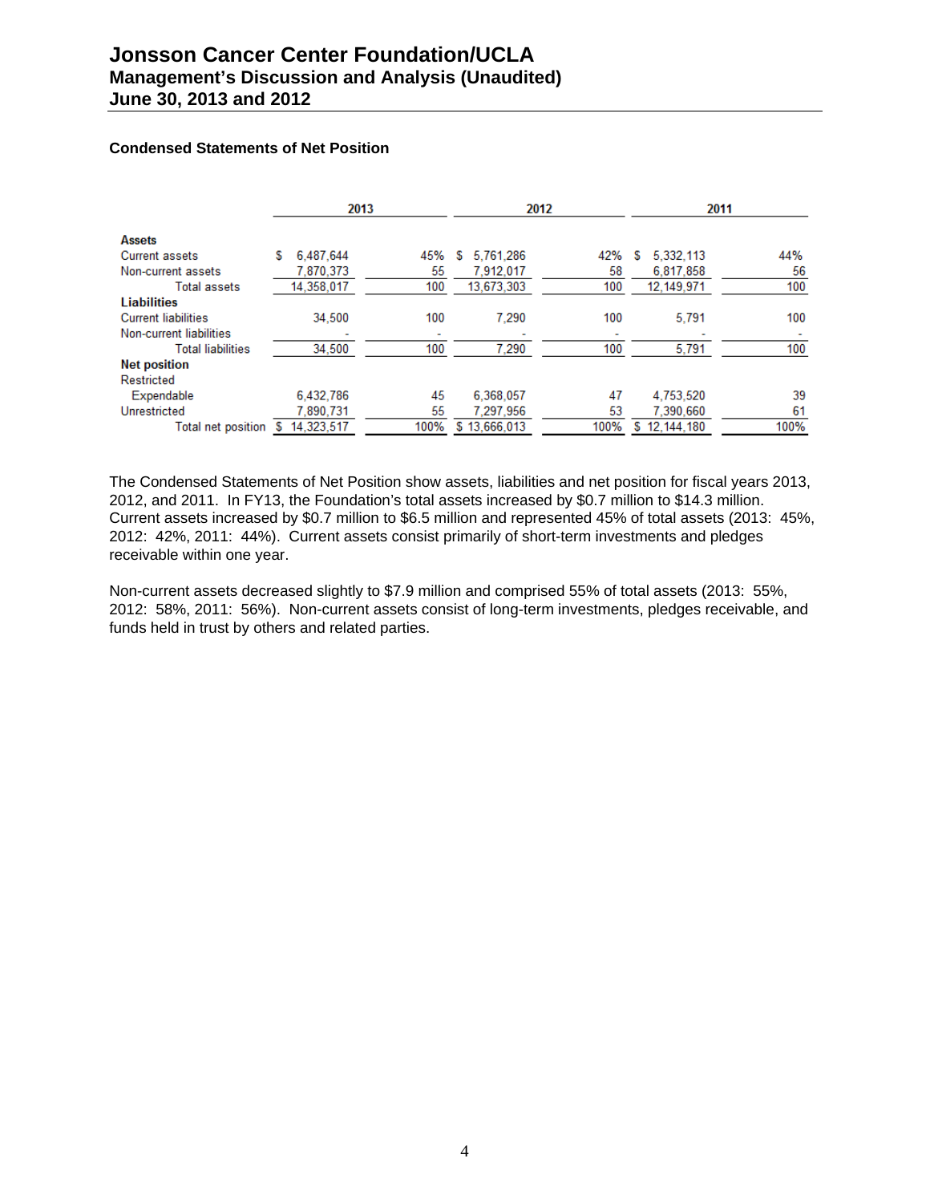## Condensed Statements of Net Position

| | 2013 | | 2012 | | 2011 | |
|---|---|---|---|---|---|---|
| **Assets** | | | | | | |
| Current assets | $ 6,487,644 | 45% | $ 5,761,286 | 42% | $ 5,332,113 | 44% |
| Non-current assets | 7,870,373 | 55 | 7,912,017 | 58 | 6,817,858 | 56 |
| Total assets | 14,358,017 | 100 | 13,673,303 | 100 | 12,149,971 | 100 |
| **Liabilities** | | | | | | |
| Current liabilities | 34,500 | 100 | 7,290 | 100 | 5,791 | 100 |
| Non-current liabilities | - | - | - | - | - | - |
| Total liabilities | 34,500 | 100 | 7,290 | 100 | 5,791 | 100 |
| **Net position** | | | | | | |
| Restricted | | | | | | |
| Expendable | 6,432,786 | 45 | 6,368,057 | 47 | 4,753,520 | 39 |
| Unrestricted | 7,890,731 | 55 | 7,297,956 | 53 | 7,390,660 | 61 |
| Total net position | $ 14,323,517 | 100% | $ 13,666,013 | 100% | $ 12,144,180 | 100% |

The Condensed Statements of Net Position show assets, liabilities and net position for fiscal years 2013, 2012, and 2011. In FY13, the Foundation's total assets increased by $0.7 million to $14.3 million. Current assets increased by $0.7 million to $6.5 million and represented 45% of total assets (2013: 45%, 2012: 42%, 2011: 44%). Current assets consist primarily of short-term investments and pledges receivable within one year.

Non-current assets decreased slightly to $7.9 million and comprised 55% of total assets (2013: 55%, 2012: 58%, 2011: 56%). Non-current assets consist of long-term investments, pledges receivable, and funds held in trust by others and related parties.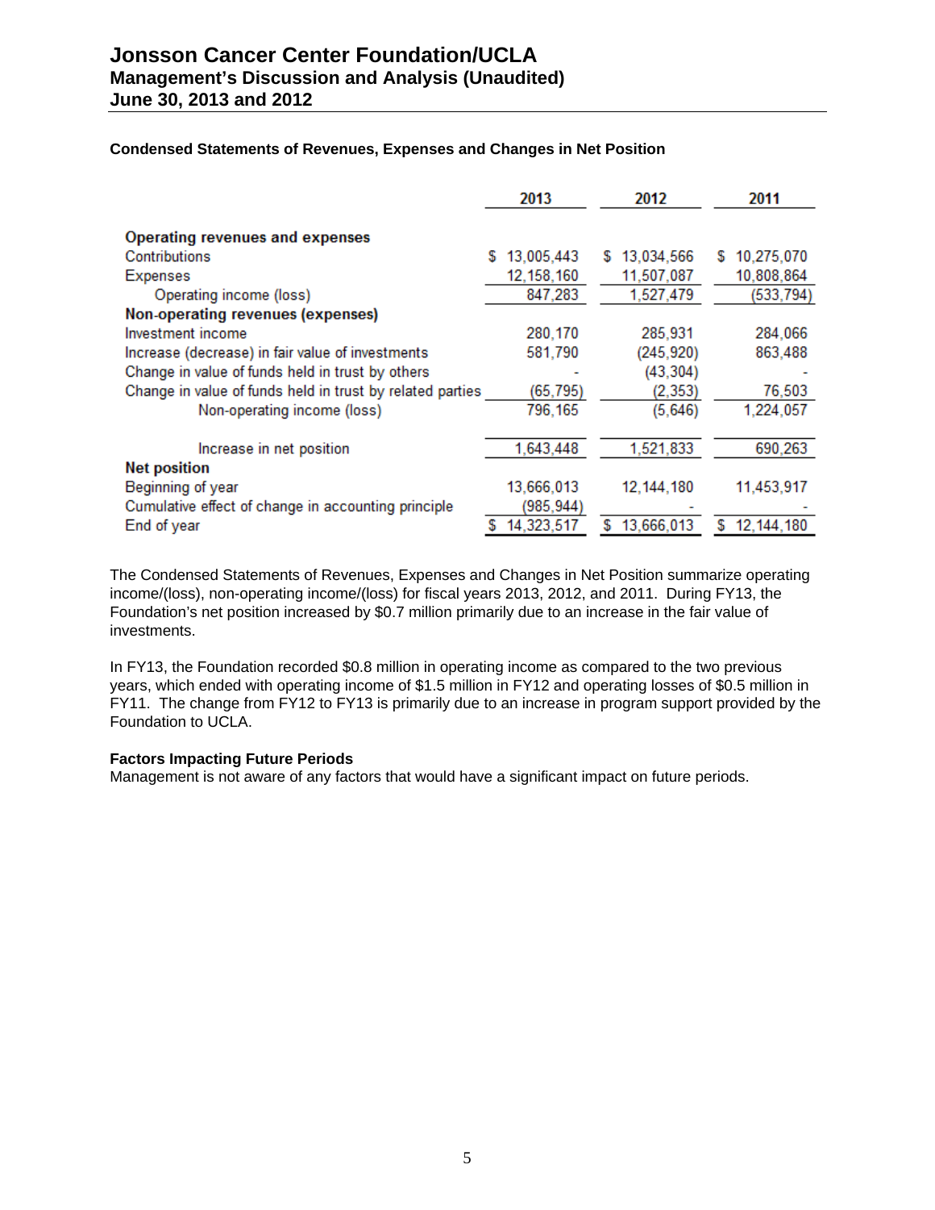# Jonsson Cancer Center Foundation/UCLA
## Management's Discussion and Analysis (Unaudited)
## June 30, 2013 and 2012

**Condensed Statements of Revenues, Expenses and Changes in Net Position**

| | 2013 | 2012 | 2011 |
|---|---|---|---|
| **Operating revenues and expenses** | | | |
| Contributions | $ 13,005,443 | $ 13,034,566 | $ 10,275,070 |
| Expenses | 12,158,160 | 11,507,087 | 10,808,864 |
| Operating income (loss) | 847,283 | 1,527,479 | (533,794) |
| **Non-operating revenues (expenses)** | | | |
| Investment income | 280,170 | 285,931 | 284,066 |
| Increase (decrease) in fair value of investments | 581,790 | (245,920) | 863,488 |
| Change in value of funds held in trust by others | - | (43,304) | - |
| Change in value of funds held in trust by related parties | (65,795) | (2,353) | 76,503 |
| Non-operating income (loss) | 796,165 | (5,646) | 1,224,057 |
| Increase in net position | 1,643,448 | 1,521,833 | 690,263 |
| **Net position** | | | |
| Beginning of year | 13,666,013 | 12,144,180 | 11,453,917 |
| Cumulative effect of change in accounting principle | (985,944) | - | - |
| End of year | $ 14,323,517 | $ 13,666,013 | $ 12,144,180 |

The Condensed Statements of Revenues, Expenses and Changes in Net Position summarize operating income/(loss), non-operating income/(loss) for fiscal years 2013, 2012, and 2011. During FY13, the Foundation's net position increased by $0.7 million primarily due to an increase in the fair value of investments.

In FY13, the Foundation recorded $0.8 million in operating income as compared to the two previous years, which ended with operating income of $1.5 million in FY12 and operating losses of $0.5 million in FY11. The change from FY12 to FY13 is primarily due to an increase in program support provided by the Foundation to UCLA.

**Factors Impacting Future Periods**

Management is not aware of any factors that would have a significant impact on future periods.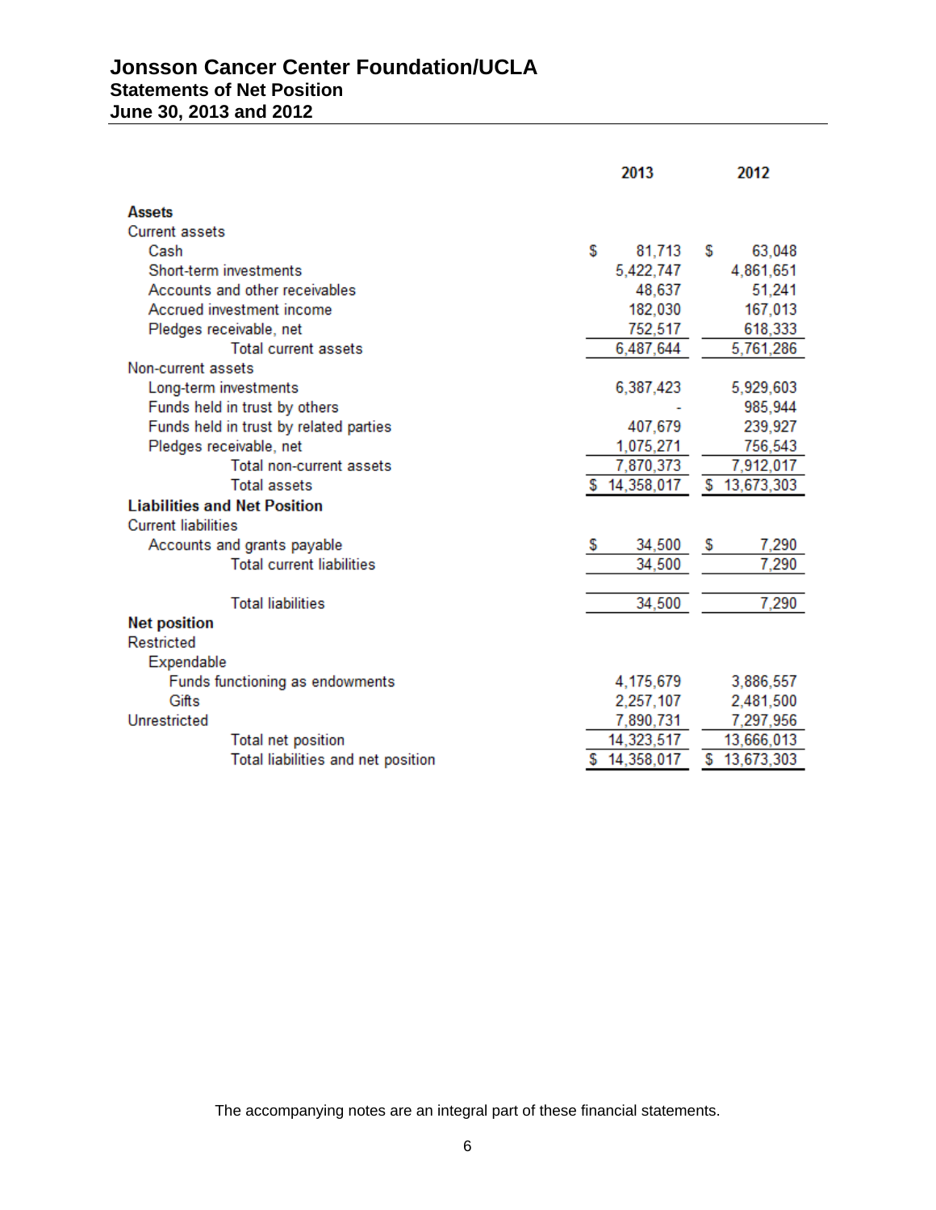# Jonsson Cancer Center Foundation/UCLA
## Statements of Net Position
## June 30, 2013 and 2012

| | 2013 | 2012 |
|---|---|---|
| **Assets** | | |
| Current assets | | |
| Cash | $ 81,713 | $ 63,048 |
| Short-term investments | 5,422,747 | 4,861,651 |
| Accounts and other receivables | 48,637 | 51,241 |
| Accrued investment income | 182,030 | 167,013 |
| Pledges receivable, net | 752,517 | 618,333 |
| Total current assets | 6,487,644 | 5,761,286 |
| Non-current assets | | |
| Long-term investments | 6,387,423 | 5,929,603 |
| Funds held in trust by others | - | 985,944 |
| Funds held in trust by related parties | 407,679 | 239,927 |
| Pledges receivable, net | 1,075,271 | 756,543 |
| Total non-current assets | 7,870,373 | 7,912,017 |
| Total assets | $ 14,358,017 | $ 13,673,303 |
| **Liabilities and Net Position** | | |
| Current liabilities | | |
| Accounts and grants payable | $ 34,500 | $ 7,290 |
| Total current liabilities | 34,500 | 7,290 |
| Total liabilities | 34,500 | 7,290 |
| **Net position** | | |
| Restricted | | |
| Expendable | | |
| Funds functioning as endowments | 4,175,679 | 3,886,557 |
| Gifts | 2,257,107 | 2,481,500 |
| Unrestricted | 7,890,731 | 7,297,956 |
| Total net position | 14,323,517 | 13,666,013 |
| Total liabilities and net position | $ 14,358,017 | $ 13,673,303 |

The accompanying notes are an integral part of these financial statements.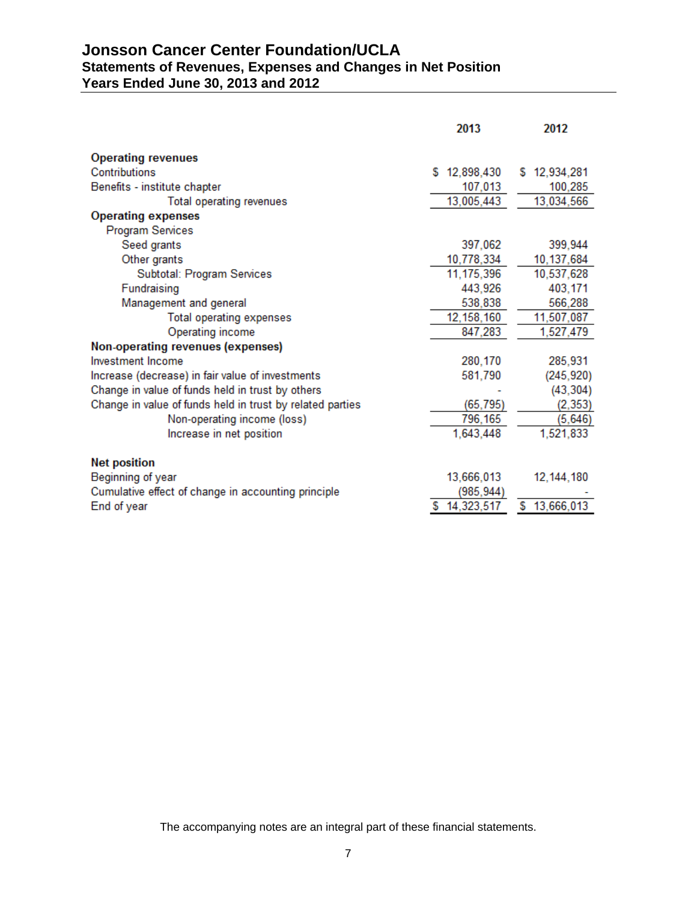# Jonsson Cancer Center Foundation/UCLA

## Statements of Revenues, Expenses and Changes in Net Position

## Years Ended June 30, 2013 and 2012

| | 2013 | 2012 |
|---|---|---|
| **Operating revenues** | | |
| Contributions | $ 12,898,430 | $ 12,934,281 |
| Benefits - institute chapter | 107,013 | 100,285 |
| Total operating revenues | 13,005,443 | 13,034,566 |
| **Operating expenses** | | |
| Program Services | | |
| Seed grants | 397,062 | 399,944 |
| Other grants | 10,778,334 | 10,137,684 |
| Subtotal: Program Services | 11,175,396 | 10,537,628 |
| Fundraising | 443,926 | 403,171 |
| Management and general | 538,838 | 566,288 |
| Total operating expenses | 12,158,160 | 11,507,087 |
| Operating income | 847,283 | 1,527,479 |
| **Non-operating revenues (expenses)** | | |
| Investment Income | 280,170 | 285,931 |
| Increase (decrease) in fair value of investments | 581,790 | (245,920) |
| Change in value of funds held in trust by others | - | (43,304) |
| Change in value of funds held in trust by related parties | (65,795) | (2,353) |
| Non-operating income (loss) | 796,165 | (5,646) |
| Increase in net position | 1,643,448 | 1,521,833 |
| | | |
| **Net position** | | |
| Beginning of year | 13,666,013 | 12,144,180 |
| Cumulative effect of change in accounting principle | (985,944) | - |
| End of year | $ 14,323,517 | $ 13,666,013 |

The accompanying notes are an integral part of these financial statements.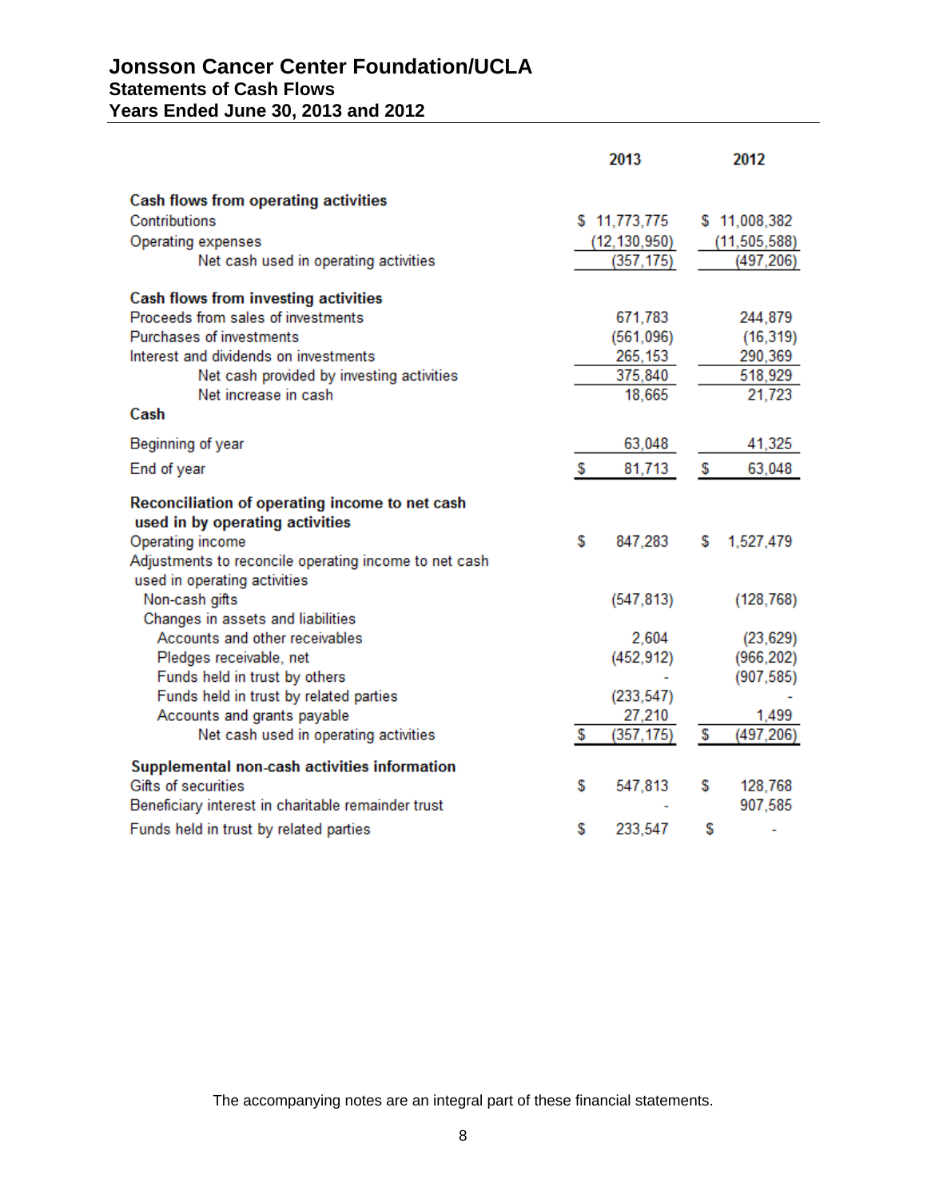# Jonsson Cancer Center Foundation/UCLA

## Statements of Cash Flows

## Years Ended June 30, 2013 and 2012

| | 2013 | 2012 |
|---|---|---|
| **Cash flows from operating activities** | | |
| Contributions | $ 11,773,775 | $ 11,008,382 |
| Operating expenses | (12,130,950) | (11,505,588) |
| Net cash used in operating activities | (357,175) | (497,206) |
| **Cash flows from investing activities** | | |
| Proceeds from sales of investments | 671,783 | 244,879 |
| Purchases of investments | (561,096) | (16,319) |
| Interest and dividends on investments | 265,153 | 290,369 |
| Net cash provided by investing activities | 375,840 | 518,929 |
| Net increase in cash | 18,665 | 21,723 |
| **Cash** | | |
| Beginning of year | 63,048 | 41,325 |
| End of year | $ 81,713 | $ 63,048 |
| **Reconciliation of operating income to net cash used in by operating activities** | | |
| Operating income | $ 847,283 | $ 1,527,479 |
| Adjustments to reconcile operating income to net cash used in operating activities | | |
| Non-cash gifts | (547,813) | (128,768) |
| Changes in assets and liabilities | | |
| Accounts and other receivables | 2,604 | (23,629) |
| Pledges receivable, net | (452,912) | (966,202) |
| Funds held in trust by others | - | (907,585) |
| Funds held in trust by related parties | (233,547) | - |
| Accounts and grants payable | 27,210 | 1,499 |
| Net cash used in operating activities | $ (357,175) | $ (497,206) |
| **Supplemental non-cash activities information** | | |
| Gifts of securities | $ 547,813 | $ 128,768 |
| Beneficiary interest in charitable remainder trust | - | 907,585 |
| Funds held in trust by related parties | $ 233,547 | $ - |

The accompanying notes are an integral part of these financial statements.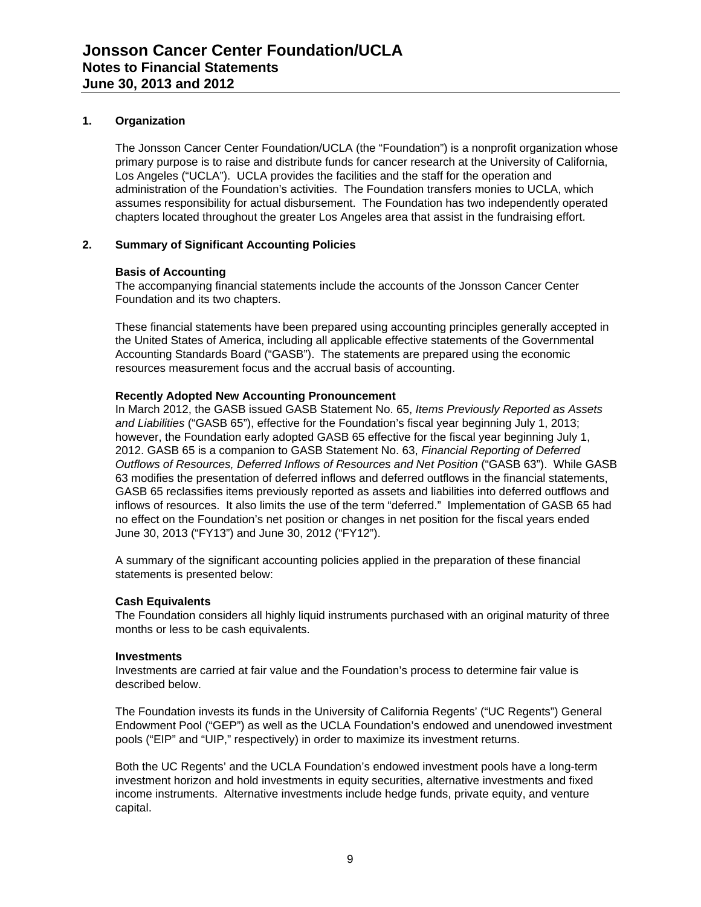## 1. Organization

The Jonsson Cancer Center Foundation/UCLA (the "Foundation") is a nonprofit organization whose primary purpose is to raise and distribute funds for cancer research at the University of California, Los Angeles ("UCLA"). UCLA provides the facilities and the staff for the operation and administration of the Foundation's activities. The Foundation transfers monies to UCLA, which assumes responsibility for actual disbursement. The Foundation has two independently operated chapters located throughout the greater Los Angeles area that assist in the fundraising effort.

## 2. Summary of Significant Accounting Policies

### Basis of Accounting

The accompanying financial statements include the accounts of the Jonsson Cancer Center Foundation and its two chapters.

These financial statements have been prepared using accounting principles generally accepted in the United States of America, including all applicable effective statements of the Governmental Accounting Standards Board ("GASB"). The statements are prepared using the economic resources measurement focus and the accrual basis of accounting.

### Recently Adopted New Accounting Pronouncement

In March 2012, the GASB issued GASB Statement No. 65, *Items Previously Reported as Assets and Liabilities* ("GASB 65"), effective for the Foundation's fiscal year beginning July 1, 2013; however, the Foundation early adopted GASB 65 effective for the fiscal year beginning July 1, 2012. GASB 65 is a companion to GASB Statement No. 63, *Financial Reporting of Deferred Outflows of Resources, Deferred Inflows of Resources and Net Position* ("GASB 63"). While GASB 63 modifies the presentation of deferred inflows and deferred outflows in the financial statements, GASB 65 reclassifies items previously reported as assets and liabilities into deferred outflows and inflows of resources. It also limits the use of the term "deferred." Implementation of GASB 65 had no effect on the Foundation's net position or changes in net position for the fiscal years ended June 30, 2013 ("FY13") and June 30, 2012 ("FY12").

A summary of the significant accounting policies applied in the preparation of these financial statements is presented below:

### Cash Equivalents

The Foundation considers all highly liquid instruments purchased with an original maturity of three months or less to be cash equivalents.

### Investments

Investments are carried at fair value and the Foundation's process to determine fair value is described below.

The Foundation invests its funds in the University of California Regents' ("UC Regents") General Endowment Pool ("GEP") as well as the UCLA Foundation's endowed and unendowed investment pools ("EIP" and "UIP," respectively) in order to maximize its investment returns.

Both the UC Regents' and the UCLA Foundation's endowed investment pools have a long-term investment horizon and hold investments in equity securities, alternative investments and fixed income instruments. Alternative investments include hedge funds, private equity, and venture capital.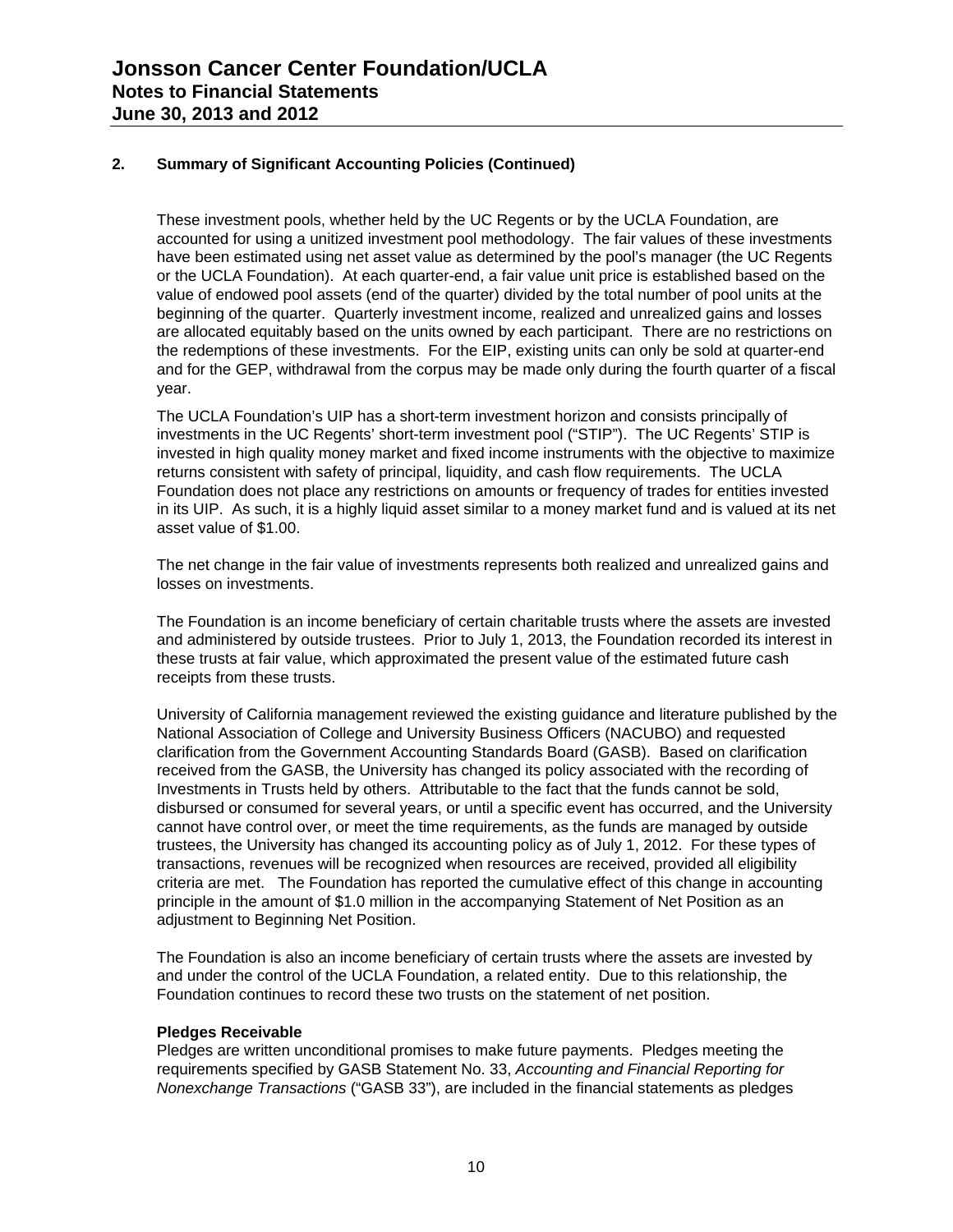## 2. Summary of Significant Accounting Policies (Continued)

These investment pools, whether held by the UC Regents or by the UCLA Foundation, are accounted for using a unitized investment pool methodology. The fair values of these investments have been estimated using net asset value as determined by the pool's manager (the UC Regents or the UCLA Foundation). At each quarter-end, a fair value unit price is established based on the value of endowed pool assets (end of the quarter) divided by the total number of pool units at the beginning of the quarter. Quarterly investment income, realized and unrealized gains and losses are allocated equitably based on the units owned by each participant. There are no restrictions on the redemptions of these investments. For the EIP, existing units can only be sold at quarter-end and for the GEP, withdrawal from the corpus may be made only during the fourth quarter of a fiscal year.

The UCLA Foundation's UIP has a short-term investment horizon and consists principally of investments in the UC Regents' short-term investment pool ("STIP"). The UC Regents' STIP is invested in high quality money market and fixed income instruments with the objective to maximize returns consistent with safety of principal, liquidity, and cash flow requirements. The UCLA Foundation does not place any restrictions on amounts or frequency of trades for entities invested in its UIP. As such, it is a highly liquid asset similar to a money market fund and is valued at its net asset value of $1.00.

The net change in the fair value of investments represents both realized and unrealized gains and losses on investments.

The Foundation is an income beneficiary of certain charitable trusts where the assets are invested and administered by outside trustees. Prior to July 1, 2013, the Foundation recorded its interest in these trusts at fair value, which approximated the present value of the estimated future cash receipts from these trusts.

University of California management reviewed the existing guidance and literature published by the National Association of College and University Business Officers (NACUBO) and requested clarification from the Government Accounting Standards Board (GASB). Based on clarification received from the GASB, the University has changed its policy associated with the recording of Investments in Trusts held by others. Attributable to the fact that the funds cannot be sold, disbursed or consumed for several years, or until a specific event has occurred, and the University cannot have control over, or meet the time requirements, as the funds are managed by outside trustees, the University has changed its accounting policy as of July 1, 2012. For these types of transactions, revenues will be recognized when resources are received, provided all eligibility criteria are met. The Foundation has reported the cumulative effect of this change in accounting principle in the amount of $1.0 million in the accompanying Statement of Net Position as an adjustment to Beginning Net Position.

The Foundation is also an income beneficiary of certain trusts where the assets are invested by and under the control of the UCLA Foundation, a related entity. Due to this relationship, the Foundation continues to record these two trusts on the statement of net position.

**Pledges Receivable**

Pledges are written unconditional promises to make future payments. Pledges meeting the requirements specified by GASB Statement No. 33, *Accounting and Financial Reporting for Nonexchange Transactions* ("GASB 33"), are included in the financial statements as pledges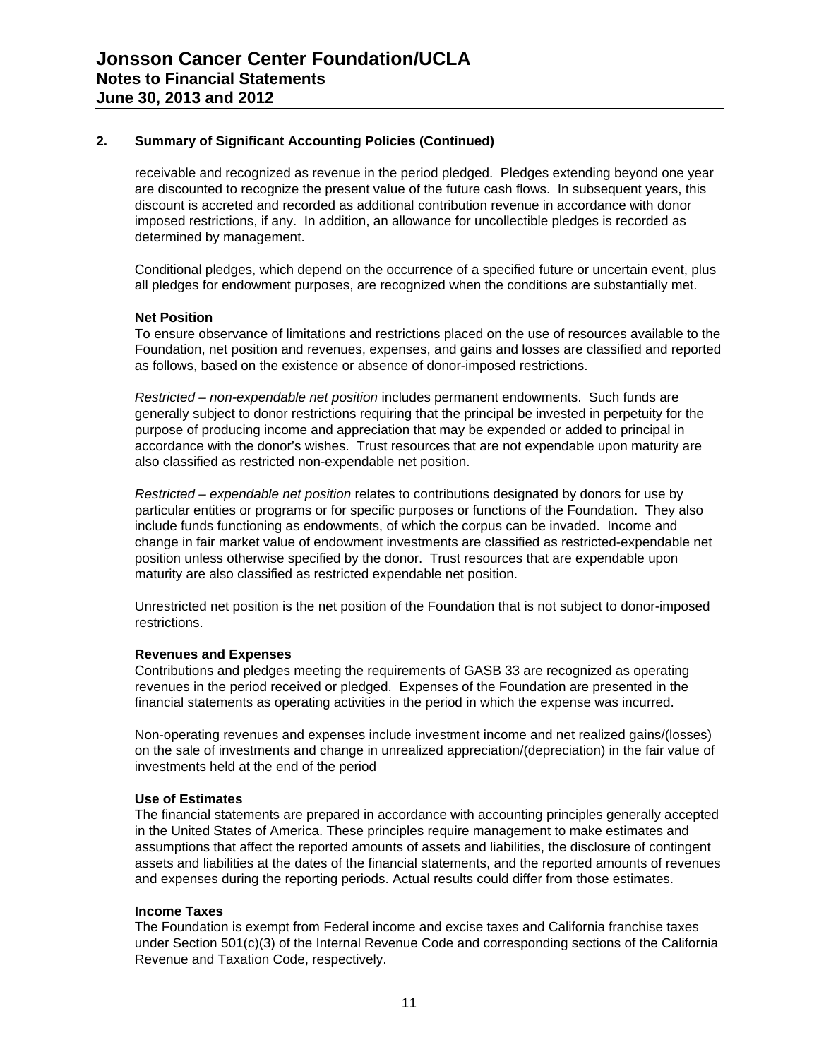## 2. Summary of Significant Accounting Policies (Continued)

receivable and recognized as revenue in the period pledged. Pledges extending beyond one year are discounted to recognize the present value of the future cash flows. In subsequent years, this discount is accreted and recorded as additional contribution revenue in accordance with donor imposed restrictions, if any. In addition, an allowance for uncollectible pledges is recorded as determined by management.

Conditional pledges, which depend on the occurrence of a specified future or uncertain event, plus all pledges for endowment purposes, are recognized when the conditions are substantially met.

**Net Position**
To ensure observance of limitations and restrictions placed on the use of resources available to the Foundation, net position and revenues, expenses, and gains and losses are classified and reported as follows, based on the existence or absence of donor-imposed restrictions.

*Restricted – non-expendable net position* includes permanent endowments. Such funds are generally subject to donor restrictions requiring that the principal be invested in perpetuity for the purpose of producing income and appreciation that may be expended or added to principal in accordance with the donor's wishes. Trust resources that are not expendable upon maturity are also classified as restricted non-expendable net position.

*Restricted – expendable net position* relates to contributions designated by donors for use by particular entities or programs or for specific purposes or functions of the Foundation. They also include funds functioning as endowments, of which the corpus can be invaded. Income and change in fair market value of endowment investments are classified as restricted-expendable net position unless otherwise specified by the donor. Trust resources that are expendable upon maturity are also classified as restricted expendable net position.

Unrestricted net position is the net position of the Foundation that is not subject to donor-imposed restrictions.

**Revenues and Expenses**
Contributions and pledges meeting the requirements of GASB 33 are recognized as operating revenues in the period received or pledged. Expenses of the Foundation are presented in the financial statements as operating activities in the period in which the expense was incurred.

Non-operating revenues and expenses include investment income and net realized gains/(losses) on the sale of investments and change in unrealized appreciation/(depreciation) in the fair value of investments held at the end of the period

**Use of Estimates**
The financial statements are prepared in accordance with accounting principles generally accepted in the United States of America. These principles require management to make estimates and assumptions that affect the reported amounts of assets and liabilities, the disclosure of contingent assets and liabilities at the dates of the financial statements, and the reported amounts of revenues and expenses during the reporting periods. Actual results could differ from those estimates.

**Income Taxes**
The Foundation is exempt from Federal income and excise taxes and California franchise taxes under Section 501(c)(3) of the Internal Revenue Code and corresponding sections of the California Revenue and Taxation Code, respectively.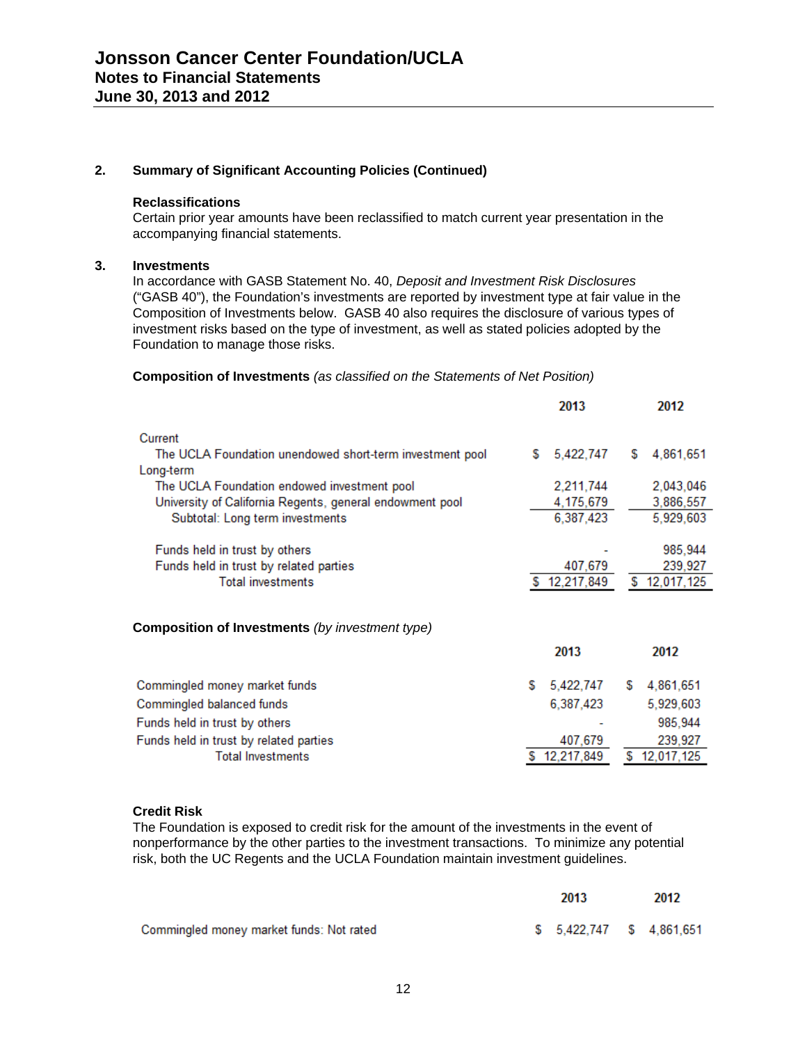## 2. Summary of Significant Accounting Policies (Continued)

**Reclassifications**

Certain prior year amounts have been reclassified to match current year presentation in the accompanying financial statements.

## 3. Investments

In accordance with GASB Statement No. 40, *Deposit and Investment Risk Disclosures* ("GASB 40"), the Foundation's investments are reported by investment type at fair value in the Composition of Investments below. GASB 40 also requires the disclosure of various types of investment risks based on the type of investment, as well as stated policies adopted by the Foundation to manage those risks.

**Composition of Investments** *(as classified on the Statements of Net Position)*

| | 2013 | 2012 |
|---|---|---|
| Current | | |
| The UCLA Foundation unendowed short-term investment pool | $ 5,422,747 | $ 4,861,651 |
| Long-term | | |
| The UCLA Foundation endowed investment pool | 2,211,744 | 2,043,046 |
| University of California Regents, general endowment pool | 4,175,679 | 3,886,557 |
| Subtotal: Long term investments | 6,387,423 | 5,929,603 |
| Funds held in trust by others | - | 985,944 |
| Funds held in trust by related parties | 407,679 | 239,927 |
| Total investments | $ 12,217,849 | $ 12,017,125 |

**Composition of Investments** *(by investment type)*

| | 2013 | 2012 |
|---|---|---|
| Commingled money market funds | $ 5,422,747 | $ 4,861,651 |
| Commingled balanced funds | 6,387,423 | 5,929,603 |
| Funds held in trust by others | - | 985,944 |
| Funds held in trust by related parties | 407,679 | 239,927 |
| Total Investments | $ 12,217,849 | $ 12,017,125 |

**Credit Risk**

The Foundation is exposed to credit risk for the amount of the investments in the event of nonperformance by the other parties to the investment transactions. To minimize any potential risk, both the UC Regents and the UCLA Foundation maintain investment guidelines.

| | 2013 | 2012 |
|---|---|---|
| Commingled money market funds: Not rated | $ 5,422,747 | $ 4,861,651 |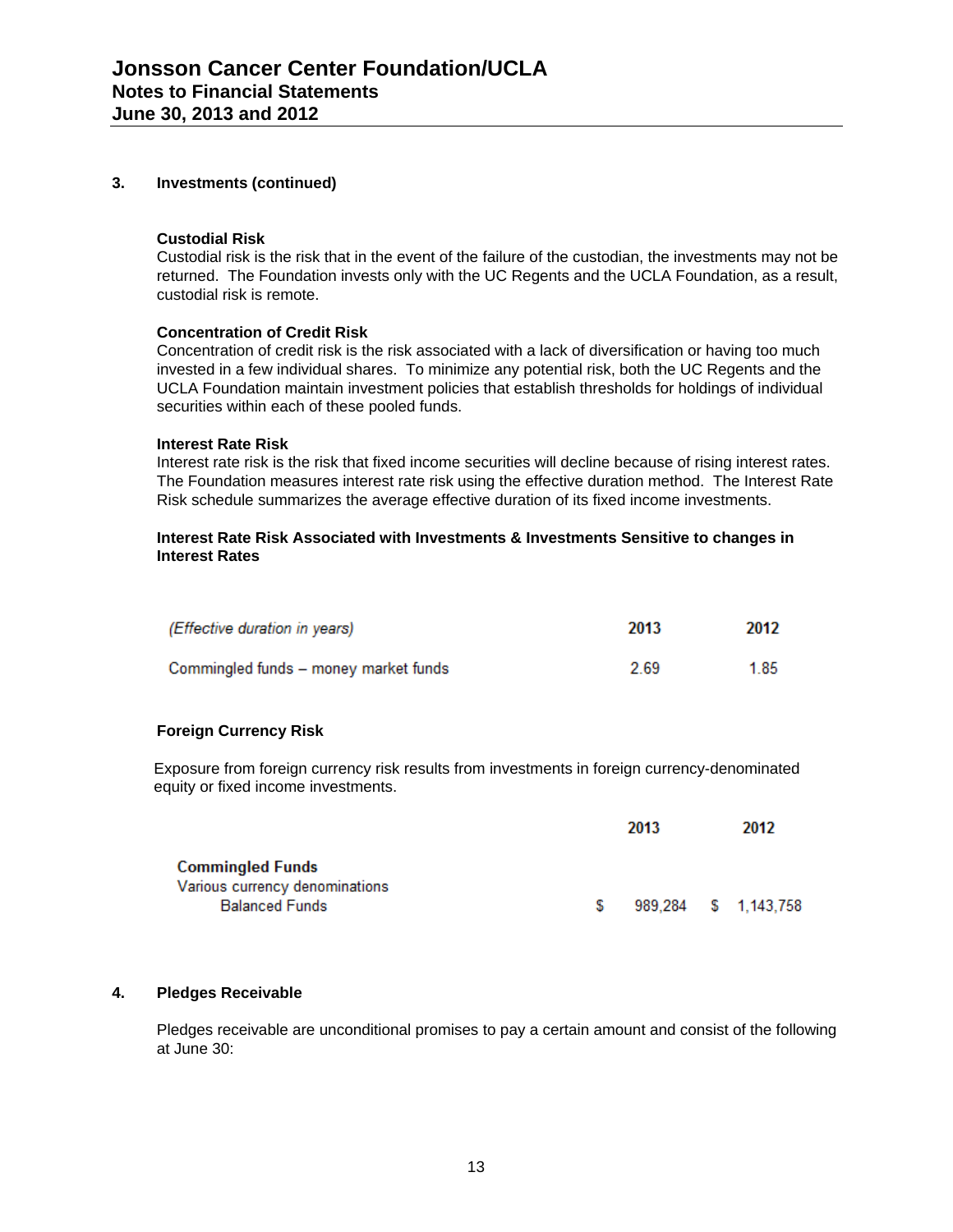### 3. Investments (continued)

**Custodial Risk**
Custodial risk is the risk that in the event of the failure of the custodian, the investments may not be returned. The Foundation invests only with the UC Regents and the UCLA Foundation, as a result, custodial risk is remote.

**Concentration of Credit Risk**
Concentration of credit risk is the risk associated with a lack of diversification or having too much invested in a few individual shares. To minimize any potential risk, both the UC Regents and the UCLA Foundation maintain investment policies that establish thresholds for holdings of individual securities within each of these pooled funds.

**Interest Rate Risk**
Interest rate risk is the risk that fixed income securities will decline because of rising interest rates. The Foundation measures interest rate risk using the effective duration method. The Interest Rate Risk schedule summarizes the average effective duration of its fixed income investments.

**Interest Rate Risk Associated with Investments & Investments Sensitive to changes in Interest Rates**

| *(Effective duration in years)* | 2013 | 2012 |
|---|---|---|
| Commingled funds – money market funds | 2.69 | 1.85 |

**Foreign Currency Risk**

Exposure from foreign currency risk results from investments in foreign currency-denominated equity or fixed income investments.

| | 2013 | 2012 |
|---|---|---|
| **Commingled Funds** | | |
| Various currency denominations | | |
| Balanced Funds | $ 989,284 | $ 1,143,758 |

### 4. Pledges Receivable

Pledges receivable are unconditional promises to pay a certain amount and consist of the following at June 30: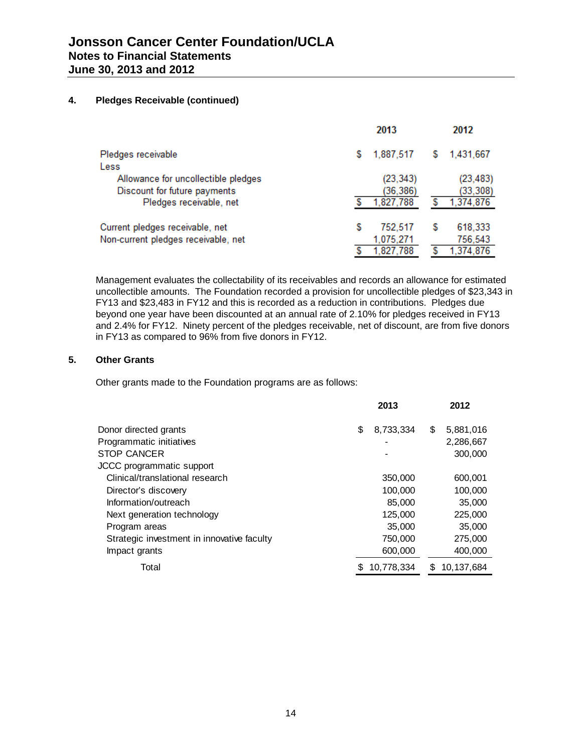# Jonsson Cancer Center Foundation/UCLA
## Notes to Financial Statements
## June 30, 2013 and 2012

### 4. Pledges Receivable (continued)

| | 2013 | 2012 |
|---|---|---|
| Pledges receivable | $ 1,887,517 | $ 1,431,667 |
| Less | | |
| Allowance for uncollectible pledges | (23,343) | (23,483) |
| Discount for future payments | (36,386) | (33,308) |
| Pledges receivable, net | $ 1,827,788 | $ 1,374,876 |
| | | |
| Current pledges receivable, net | $ 752,517 | $ 618,333 |
| Non-current pledges receivable, net | 1,075,271 | 756,543 |
| | $ 1,827,788 | $ 1,374,876 |

Management evaluates the collectability of its receivables and records an allowance for estimated uncollectible amounts. The Foundation recorded a provision for uncollectible pledges of $23,343 in FY13 and $23,483 in FY12 and this is recorded as a reduction in contributions. Pledges due beyond one year have been discounted at an annual rate of 2.10% for pledges received in FY13 and 2.4% for FY12. Ninety percent of the pledges receivable, net of discount, are from five donors in FY13 as compared to 96% from five donors in FY12.

### 5. Other Grants

Other grants made to the Foundation programs are as follows:

| | 2013 | 2012 |
|---|---|---|
| Donor directed grants | $ 8,733,334 | $ 5,881,016 |
| Programmatic initiatives | - | 2,286,667 |
| STOP CANCER | - | 300,000 |
| JCCC programmatic support | | |
| Clinical/translational research | 350,000 | 600,001 |
| Director's discovery | 100,000 | 100,000 |
| Information/outreach | 85,000 | 35,000 |
| Next generation technology | 125,000 | 225,000 |
| Program areas | 35,000 | 35,000 |
| Strategic investment in innovative faculty | 750,000 | 275,000 |
| Impact grants | 600,000 | 400,000 |
| Total | $ 10,778,334 | $ 10,137,684 |